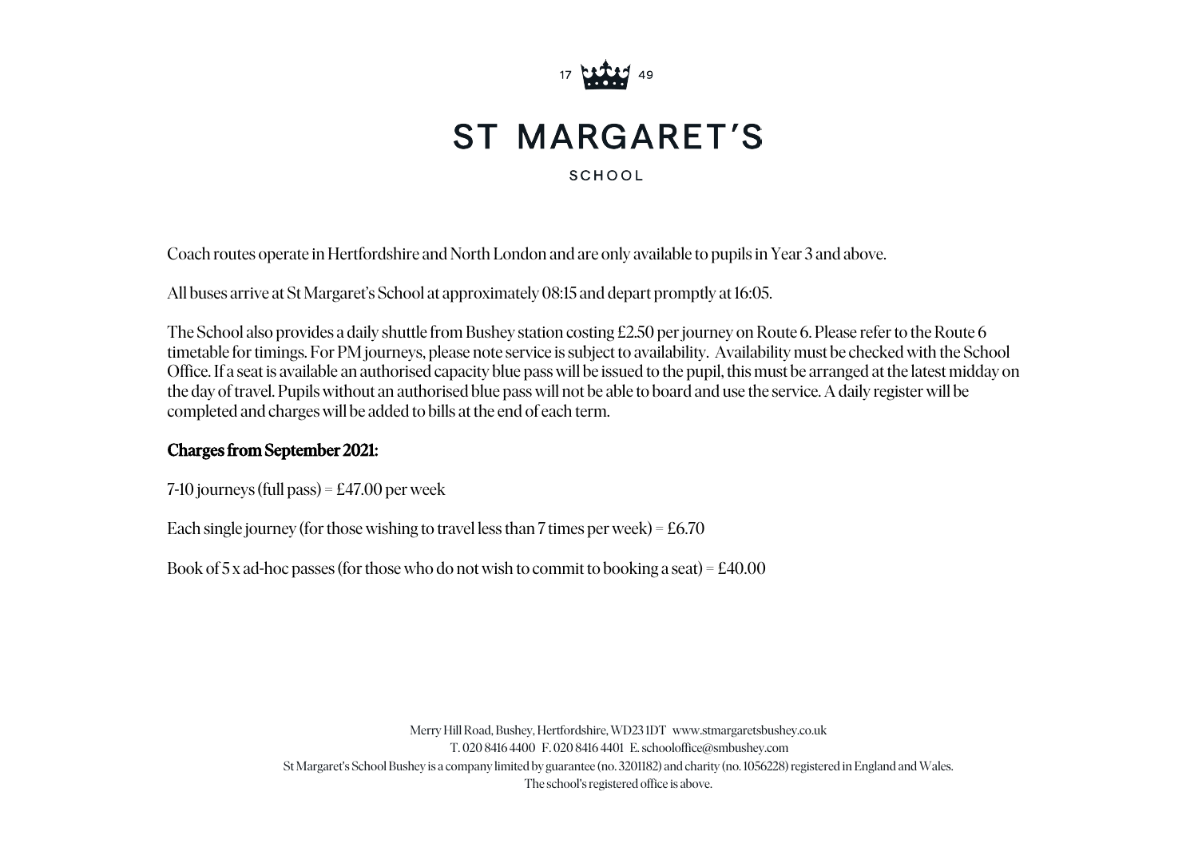# ST MARGARET'S

SCHOOL

Coach routes operate in Hertfordshire and North London and are only available to pupils in Year 3 and above.

All buses arrive at St Margaret's School at approximately 08:15 and depart promptly at 16:05.

The School also provides a daily shuttle from Bushey station costing £2.50 per journey on Route 6. Please refer to the Route 6 timetable for timings. For PM journeys, please note service is subject to availability. Availability must be checked with the School Office. If a seat is available an authorised capacity blue pass will be issued to the pupil, this must be arranged at the latest midday on the day of travel. Pupils without an authorised blue pass will not be able to board and use the service. A daily register will be completed and charges will be added to bills at the end of each term.

**Charges from September 2021:**

7-10 journeys (full pass) = £47.00 per week

Each single journey (for those wishing to travel less than 7 times per week) = £6.70

Book of 5 x ad-hoc passes (for those who do not wish to commit to booking a seat) = £40.00

Merry Hill Road, Bushey, Hertfordshire, WD23 1DT www.stmargaretsbushey.co.uk
T. 020 8416 4400 F. 020 8416 4401 E. schooloffice@smbushey.com
St Margaret's School Bushey is a company limited by guarantee (no. 3201182) and charity (no. 1056228) registered in England and Wales.
The school's registered office is above.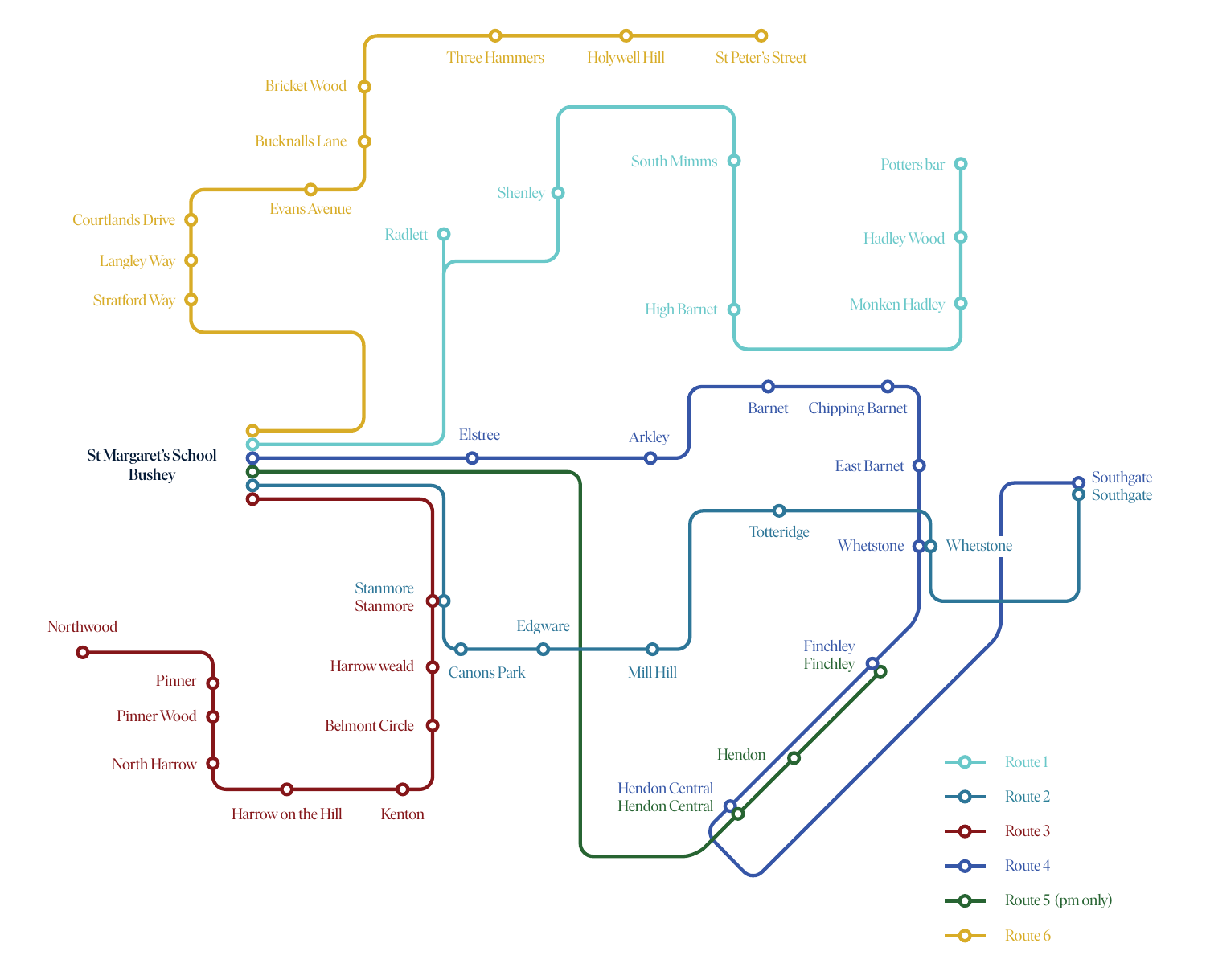Three Hammers
Holywell Hill
St Peter's Street
Bricket Wood
Bucknalls Lane
Evans Avenue
Courtlands Drive
Langley Way
Stratford Way
Shenley
South Mimms
Potters bar
Hadley Wood
Radlett
High Barnet
Monken Hadley

**St Margaret's School Bushey**

Elstree
Arkley
Barnet
Chipping Barnet
East Barnet
Southgate
Southgate
Totteridge
Whetstone
Whetstone
Stanmore
Stanmore
Edgware
Northwood
Harrow weald
Canons Park
Mill Hill
Finchley
Finchley
Pinner
Pinner Wood
Belmont Circle
North Harrow
Hendon
Hendon Central
Hendon Central
Harrow on the Hill
Kenton

Route 1
Route 2
Route 3
Route 4
Route 5 (pm only)
Route 6